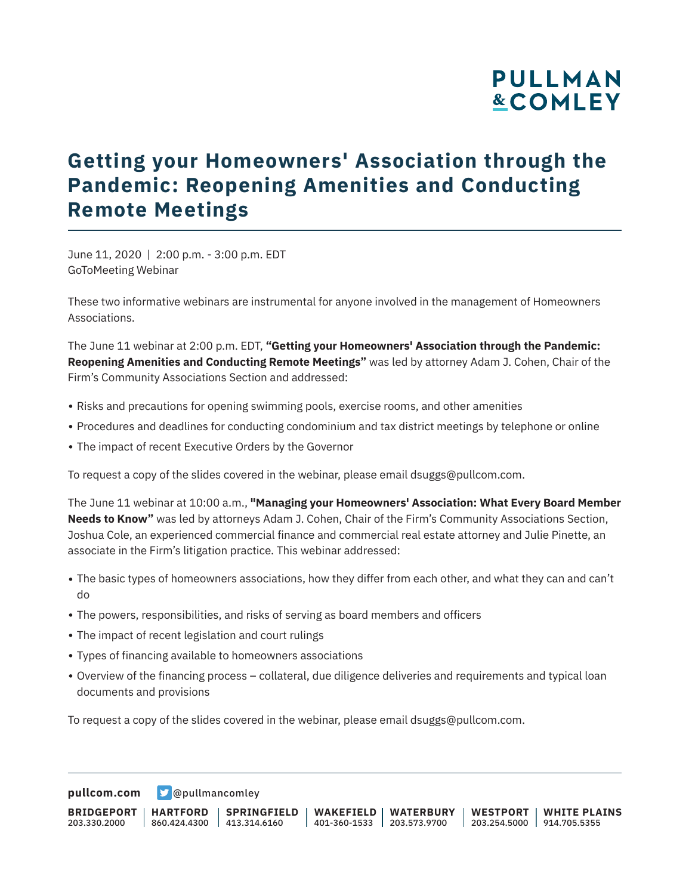# Getting your Homeowners' Association through the Pandemic: Reopening Amenities and Conducting Remote Meetings

June 11, 2020 | 2:00 p.m. - 3:00 p.m. EDT
GoToMeeting Webinar

These two informative webinars are instrumental for anyone involved in the management of Homeowners Associations.

The June 11 webinar at 2:00 p.m. EDT, **"Getting your Homeowners' Association through the Pandemic: Reopening Amenities and Conducting Remote Meetings"** was led by attorney Adam J. Cohen, Chair of the Firm's Community Associations Section and addressed:

- Risks and precautions for opening swimming pools, exercise rooms, and other amenities
- Procedures and deadlines for conducting condominium and tax district meetings by telephone or online
- The impact of recent Executive Orders by the Governor

To request a copy of the slides covered in the webinar, please email dsuggs@pullcom.com.

The June 11 webinar at 10:00 a.m., **"Managing your Homeowners' Association: What Every Board Member Needs to Know"** was led by attorneys Adam J. Cohen, Chair of the Firm's Community Associations Section, Joshua Cole, an experienced commercial finance and commercial real estate attorney and Julie Pinette, an associate in the Firm's litigation practice. This webinar addressed:

- The basic types of homeowners associations, how they differ from each other, and what they can and can't do
- The powers, responsibilities, and risks of serving as board members and officers
- The impact of recent legislation and court rulings
- Types of financing available to homeowners associations
- Overview of the financing process – collateral, due diligence deliveries and requirements and typical loan documents and provisions

To request a copy of the slides covered in the webinar, please email dsuggs@pullcom.com.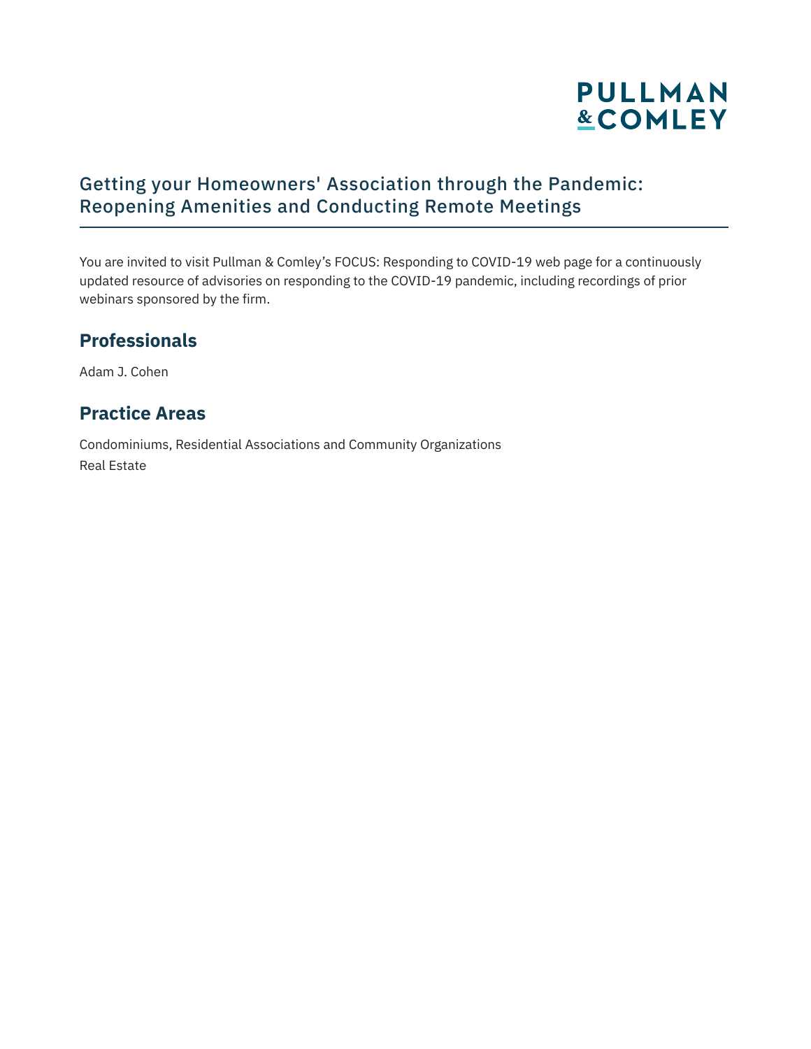## Getting your Homeowners' Association through the Pandemic: Reopening Amenities and Conducting Remote Meetings

You are invited to visit Pullman & Comley's FOCUS: Responding to COVID-19 web page for a continuously updated resource of advisories on responding to the COVID-19 pandemic, including recordings of prior webinars sponsored by the firm.

### Professionals

Adam J. Cohen

### Practice Areas

Condominiums, Residential Associations and Community Organizations

Real Estate